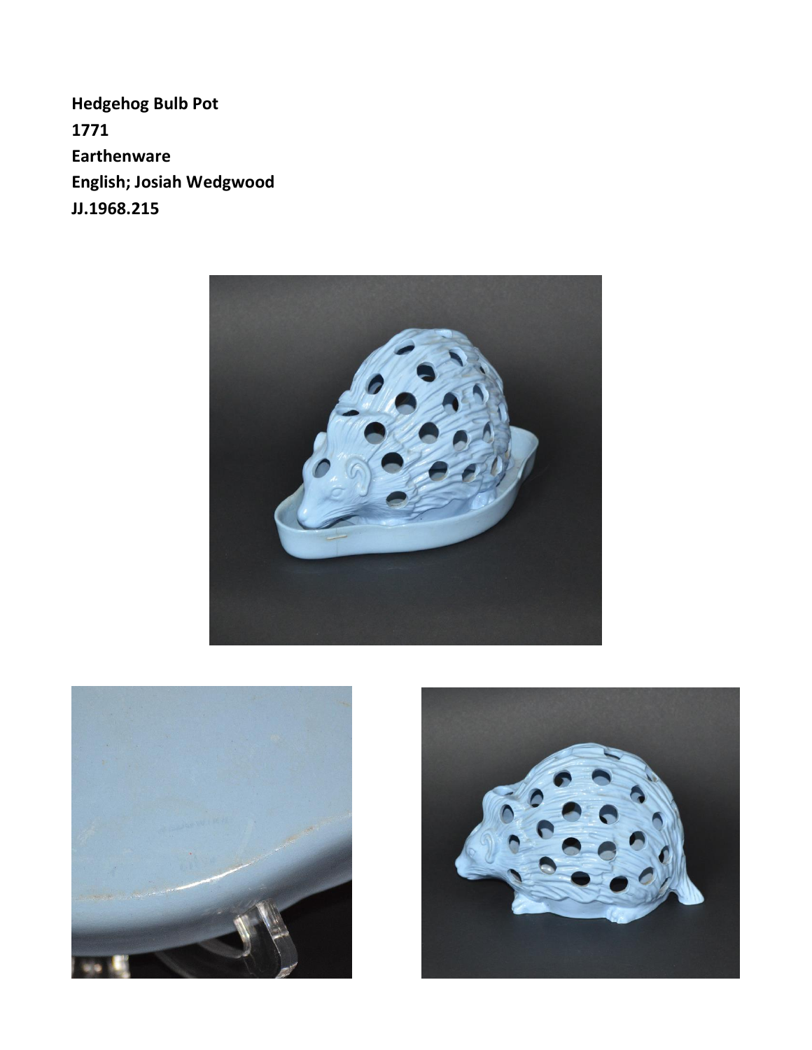**Hedgehog Bulb Pot**
**1771**
**Earthenware**
**English; Josiah Wedgwood**
**JJ.1968.215**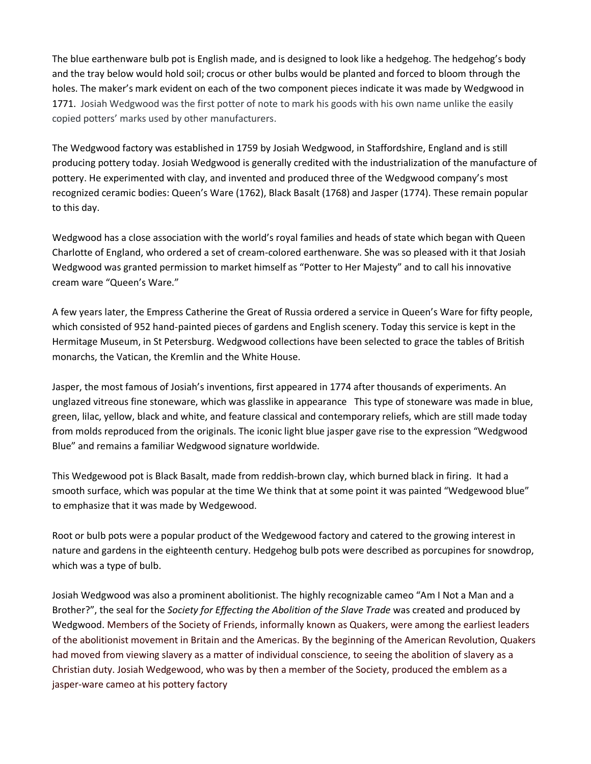The blue earthenware bulb pot is English made, and is designed to look like a hedgehog. The hedgehog's body and the tray below would hold soil; crocus or other bulbs would be planted and forced to bloom through the holes. The maker's mark evident on each of the two component pieces indicate it was made by Wedgwood in 1771. Josiah Wedgwood was the first potter of note to mark his goods with his own name unlike the easily copied potters' marks used by other manufacturers.

The Wedgwood factory was established in 1759 by Josiah Wedgwood, in Staffordshire, England and is still producing pottery today. Josiah Wedgwood is generally credited with the industrialization of the manufacture of pottery. He experimented with clay, and invented and produced three of the Wedgwood company's most recognized ceramic bodies: Queen's Ware (1762), Black Basalt (1768) and Jasper (1774). These remain popular to this day.

Wedgwood has a close association with the world's royal families and heads of state which began with Queen Charlotte of England, who ordered a set of cream-colored earthenware. She was so pleased with it that Josiah Wedgwood was granted permission to market himself as "Potter to Her Majesty" and to call his innovative cream ware "Queen's Ware."

A few years later, the Empress Catherine the Great of Russia ordered a service in Queen's Ware for fifty people, which consisted of 952 hand-painted pieces of gardens and English scenery. Today this service is kept in the Hermitage Museum, in St Petersburg. Wedgwood collections have been selected to grace the tables of British monarchs, the Vatican, the Kremlin and the White House.

Jasper, the most famous of Josiah's inventions, first appeared in 1774 after thousands of experiments. An unglazed vitreous fine stoneware, which was glasslike in appearance This type of stoneware was made in blue, green, lilac, yellow, black and white, and feature classical and contemporary reliefs, which are still made today from molds reproduced from the originals. The iconic light blue jasper gave rise to the expression "Wedgwood Blue" and remains a familiar Wedgwood signature worldwide.

This Wedgewood pot is Black Basalt, made from reddish-brown clay, which burned black in firing. It had a smooth surface, which was popular at the time We think that at some point it was painted "Wedgewood blue" to emphasize that it was made by Wedgewood.

Root or bulb pots were a popular product of the Wedgewood factory and catered to the growing interest in nature and gardens in the eighteenth century. Hedgehog bulb pots were described as porcupines for snowdrop, which was a type of bulb.

Josiah Wedgwood was also a prominent abolitionist. The highly recognizable cameo "Am I Not a Man and a Brother?", the seal for the *Society for Effecting the Abolition of the Slave Trade* was created and produced by Wedgwood. Members of the Society of Friends, informally known as Quakers, were among the earliest leaders of the abolitionist movement in Britain and the Americas. By the beginning of the American Revolution, Quakers had moved from viewing slavery as a matter of individual conscience, to seeing the abolition of slavery as a Christian duty. Josiah Wedgewood, who was by then a member of the Society, produced the emblem as a jasper-ware cameo at his pottery factory